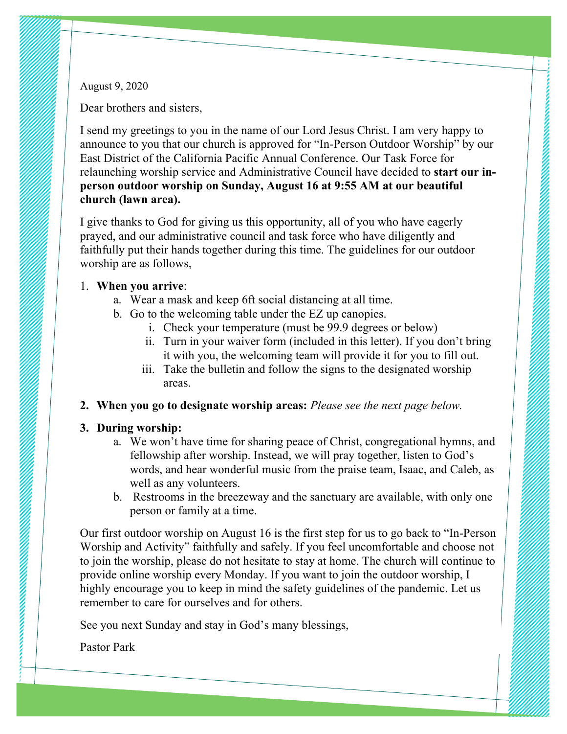August 9, 2020

Dear brothers and sisters,

I send my greetings to you in the name of our Lord Jesus Christ. I am very happy to announce to you that our church is approved for "In-Person Outdoor Worship" by our East District of the California Pacific Annual Conference. Our Task Force for relaunching worship service and Administrative Council have decided to **start our in-person outdoor worship on Sunday, August 16 at 9:55 AM at our beautiful church (lawn area).**

I give thanks to God for giving us this opportunity, all of you who have eagerly prayed, and our administrative council and task force who have diligently and faithfully put their hands together during this time. The guidelines for our outdoor worship are as follows,

1. **When you arrive**:
   a. Wear a mask and keep 6ft social distancing at all time.
   b. Go to the welcoming table under the EZ up canopies.
      i. Check your temperature (must be 99.9 degrees or below)
      ii. Turn in your waiver form (included in this letter). If you don't bring it with you, the welcoming team will provide it for you to fill out.
      iii. Take the bulletin and follow the signs to the designated worship areas.
2. **When you go to designate worship areas:** *Please see the next page below.*
3. **During worship:**
   a. We won't have time for sharing peace of Christ, congregational hymns, and fellowship after worship. Instead, we will pray together, listen to God's words, and hear wonderful music from the praise team, Isaac, and Caleb, as well as any volunteers.
   b. Restrooms in the breezeway and the sanctuary are available, with only one person or family at a time.

Our first outdoor worship on August 16 is the first step for us to go back to "In-Person Worship and Activity" faithfully and safely. If you feel uncomfortable and choose not to join the worship, please do not hesitate to stay at home. The church will continue to provide online worship every Monday. If you want to join the outdoor worship, I highly encourage you to keep in mind the safety guidelines of the pandemic. Let us remember to care for ourselves and for others.

See you next Sunday and stay in God's many blessings,

Pastor Park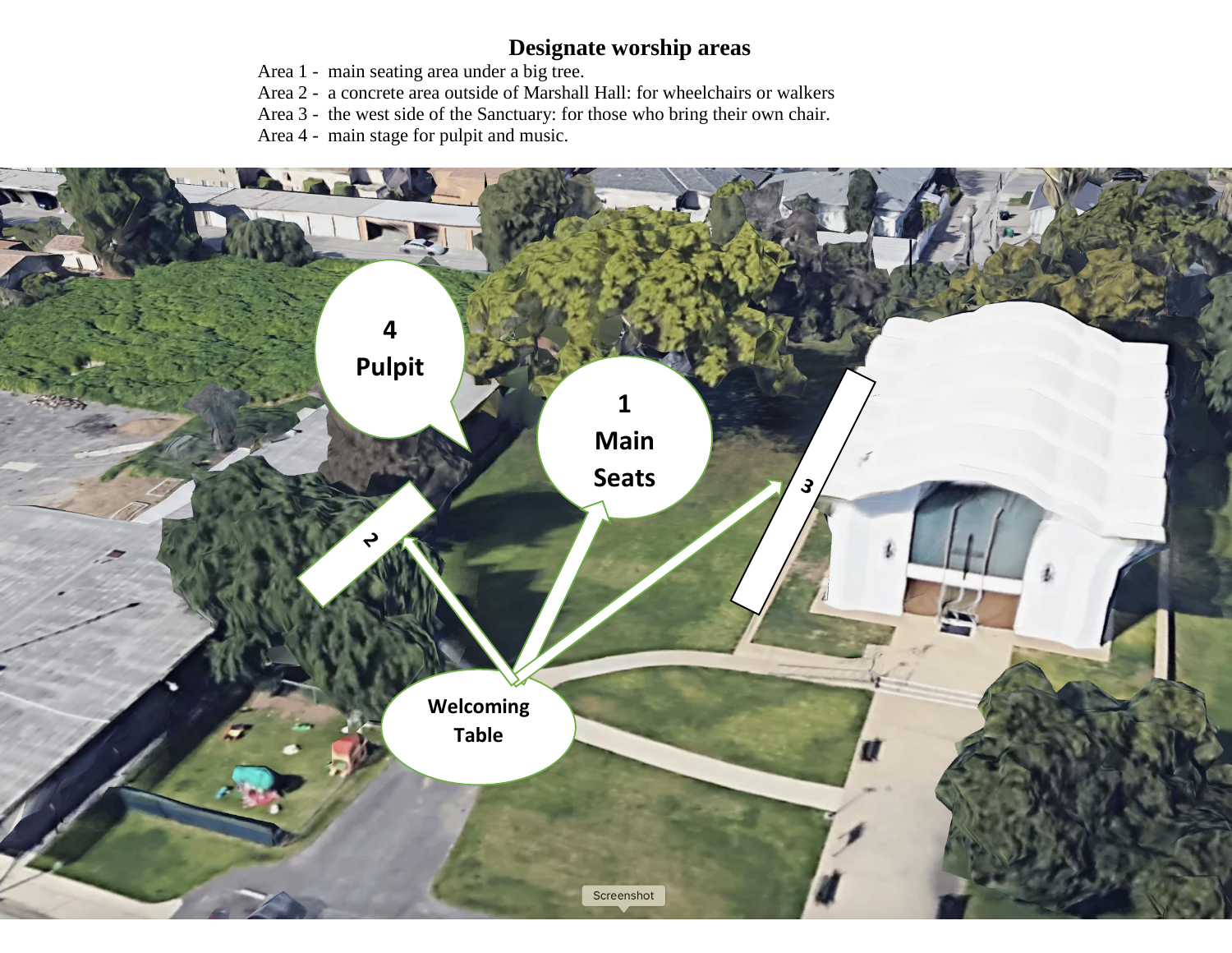## Designate worship areas

Area 1 - main seating area under a big tree.
Area 2 - a concrete area outside of Marshall Hall: for wheelchairs or walkers
Area 3 - the west side of the Sanctuary: for those who bring their own chair.
Area 4 - main stage for pulpit and music.

4
Pulpit

1
Main
Seats

2

3

Welcoming
Table

Screenshot